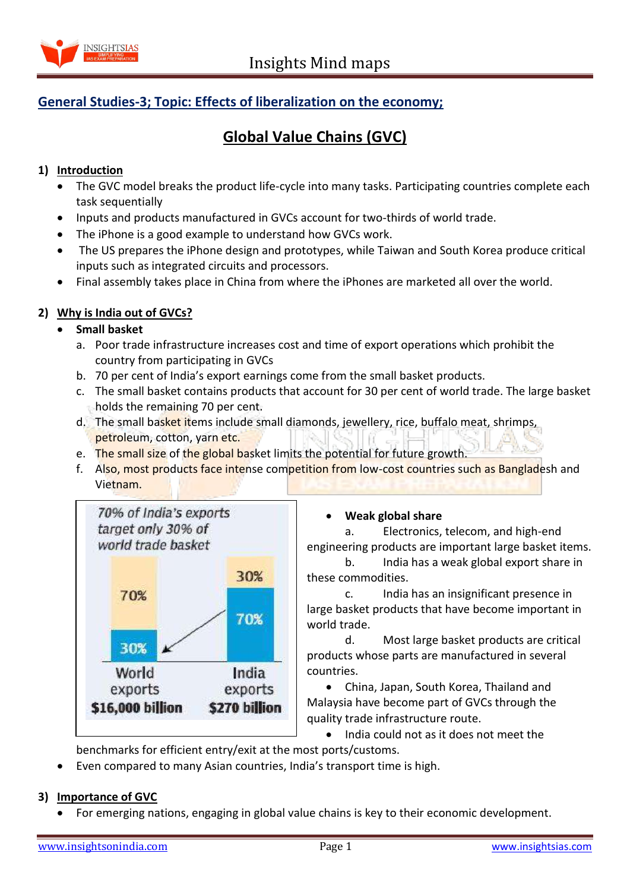## General Studies-3; Topic: Effects of liberalization on the economy;

# Global Value Chains (GVC)

### 1) Introduction

- The GVC model breaks the product life-cycle into many tasks. Participating countries complete each task sequentially
- Inputs and products manufactured in GVCs account for two-thirds of world trade.
- The iPhone is a good example to understand how GVCs work.
- The US prepares the iPhone design and prototypes, while Taiwan and South Korea produce critical inputs such as integrated circuits and processors.
- Final assembly takes place in China from where the iPhones are marketed all over the world.

### 2) Why is India out of GVCs?

- **Small basket**
  a. Poor trade infrastructure increases cost and time of export operations which prohibit the country from participating in GVCs
  b. 70 per cent of India's export earnings come from the small basket products.
  c. The small basket contains products that account for 30 per cent of world trade. The large basket holds the remaining 70 per cent.
  d. The small basket items include small diamonds, jewellery, rice, buffalo meat, shrimps, petroleum, cotton, yarn etc.
  e. The small size of the global basket limits the potential for future growth.
  f. Also, most products face intense competition from low-cost countries such as Bangladesh and Vietnam.

*70% of India's exports target only 30% of world trade basket*

| | World exports | India exports |
|---|---|---|
| Large basket | 70% | 30% |
| Small basket | 30% | 70% |
| Total | $16,000 billion | $270 billion |

- **Weak global share**
  a. Electronics, telecom, and high-end engineering products are important large basket items.
  b. India has a weak global export share in these commodities.
  c. India has an insignificant presence in large basket products that have become important in world trade.
  d. Most large basket products are critical products whose parts are manufactured in several countries.
  - China, Japan, South Korea, Thailand and Malaysia have become part of GVCs through the quality trade infrastructure route.
  - India could not as it does not meet the benchmarks for efficient entry/exit at the most ports/customs.
- Even compared to many Asian countries, India's transport time is high.

### 3) Importance of GVC

- For emerging nations, engaging in global value chains is key to their economic development.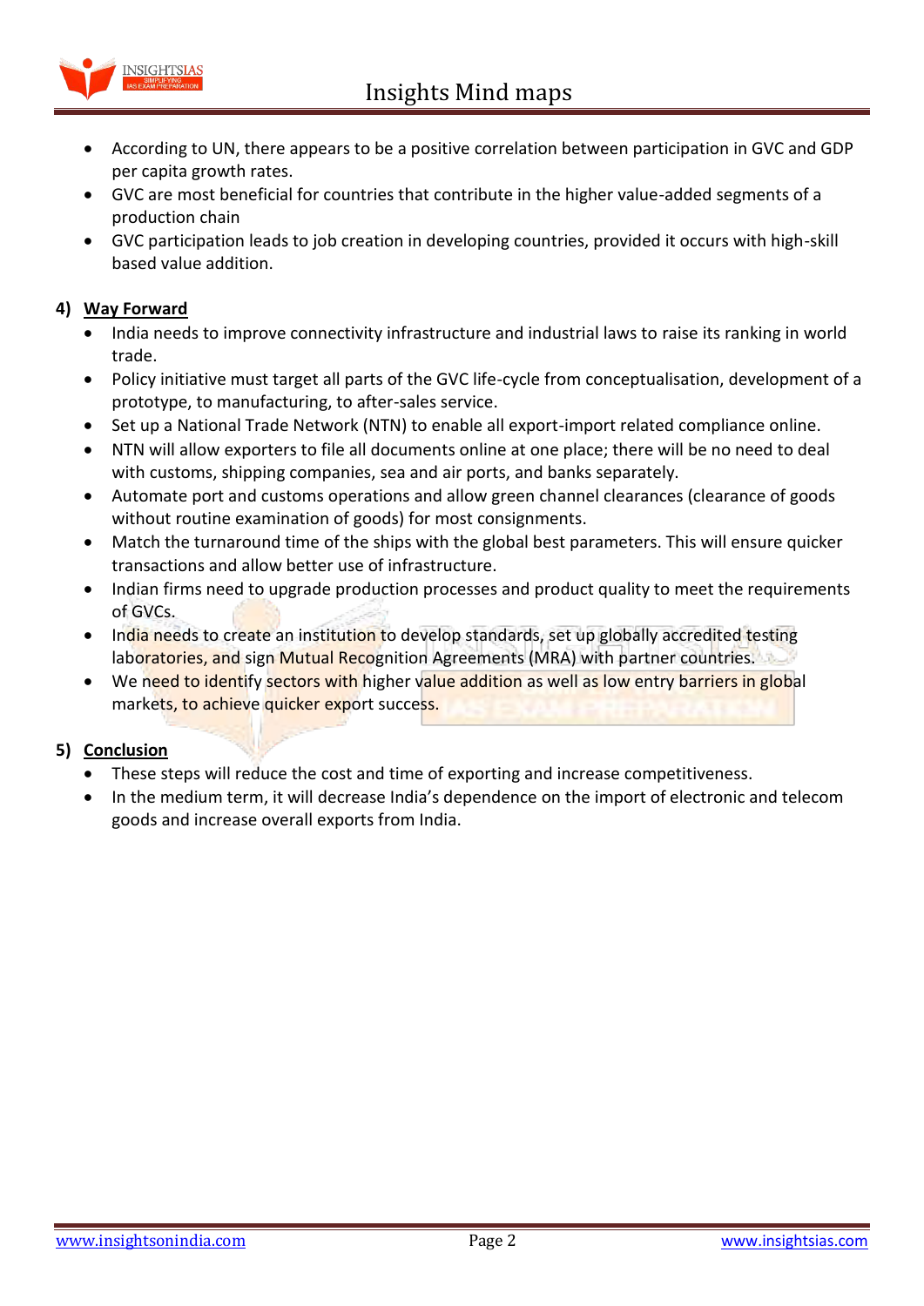- According to UN, there appears to be a positive correlation between participation in GVC and GDP per capita growth rates.
- GVC are most beneficial for countries that contribute in the higher value-added segments of a production chain
- GVC participation leads to job creation in developing countries, provided it occurs with high-skill based value addition.

**4) <u>Way Forward</u>**

- India needs to improve connectivity infrastructure and industrial laws to raise its ranking in world trade.
- Policy initiative must target all parts of the GVC life-cycle from conceptualisation, development of a prototype, to manufacturing, to after-sales service.
- Set up a National Trade Network (NTN) to enable all export-import related compliance online.
- NTN will allow exporters to file all documents online at one place; there will be no need to deal with customs, shipping companies, sea and air ports, and banks separately.
- Automate port and customs operations and allow green channel clearances (clearance of goods without routine examination of goods) for most consignments.
- Match the turnaround time of the ships with the global best parameters. This will ensure quicker transactions and allow better use of infrastructure.
- Indian firms need to upgrade production processes and product quality to meet the requirements of GVCs.
- India needs to create an institution to develop standards, set up globally accredited testing laboratories, and sign Mutual Recognition Agreements (MRA) with partner countries.
- We need to identify sectors with higher value addition as well as low entry barriers in global markets, to achieve quicker export success.

**5) <u>Conclusion</u>**

- These steps will reduce the cost and time of exporting and increase competitiveness.
- In the medium term, it will decrease India's dependence on the import of electronic and telecom goods and increase overall exports from India.